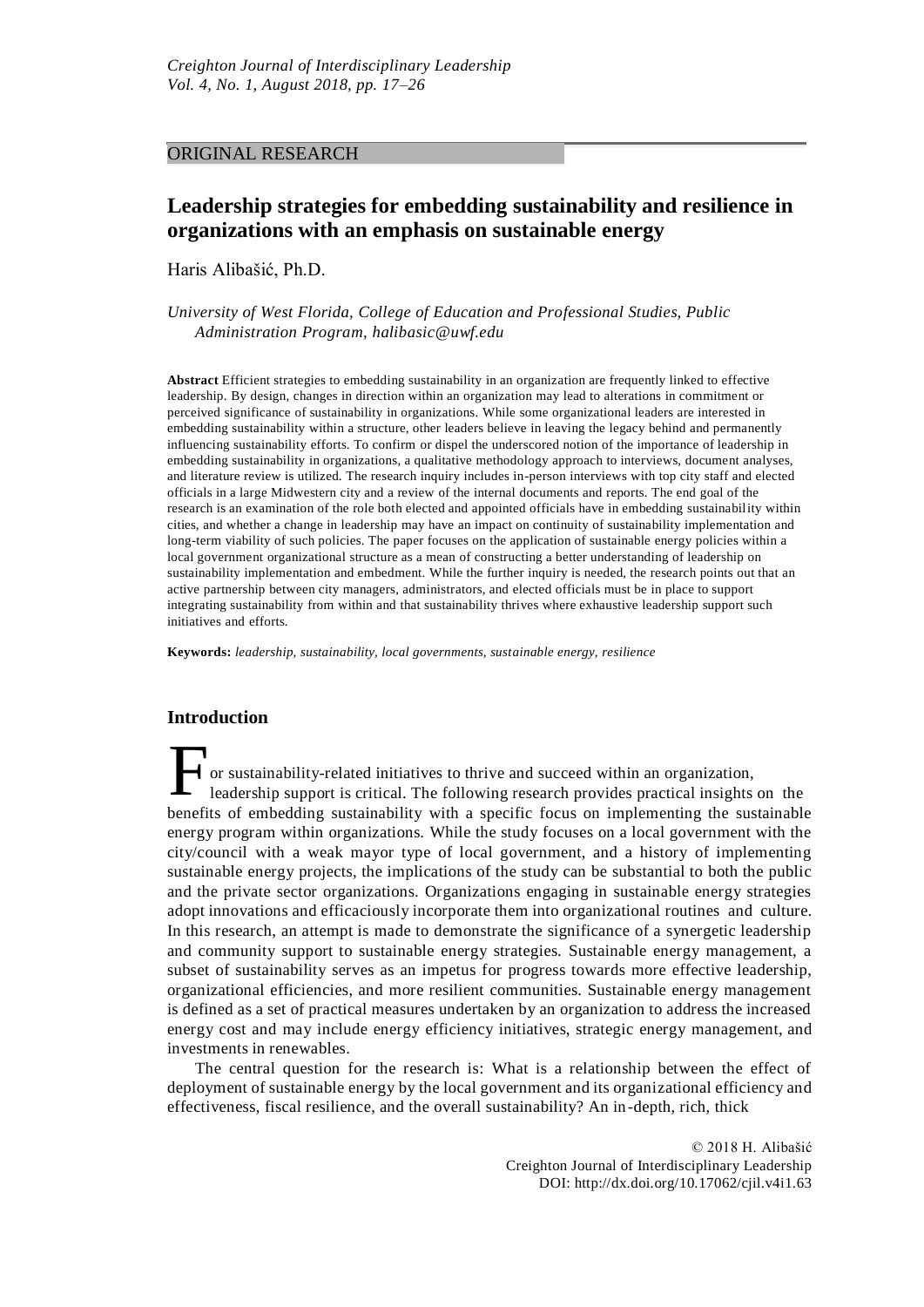ORIGINAL RESEARCH

# Leadership strategies for embedding sustainability and resilience in organizations with an emphasis on sustainable energy

Haris Alibašić, Ph.D.

*University of West Florida, College of Education and Professional Studies, Public Administration Program, halibasic@uwf.edu*

**Abstract** Efficient strategies to embedding sustainability in an organization are frequently linked to effective leadership. By design, changes in direction within an organization may lead to alterations in commitment or perceived significance of sustainability in organizations. While some organizational leaders are interested in embedding sustainability within a structure, other leaders believe in leaving the legacy behind and permanently influencing sustainability efforts. To confirm or dispel the underscored notion of the importance of leadership in embedding sustainability in organizations, a qualitative methodology approach to interviews, document analyses, and literature review is utilized. The research inquiry includes in-person interviews with top city staff and elected officials in a large Midwestern city and a review of the internal documents and reports. The end goal of the research is an examination of the role both elected and appointed officials have in embedding sustainability within cities, and whether a change in leadership may have an impact on continuity of sustainability implementation and long-term viability of such policies. The paper focuses on the application of sustainable energy policies within a local government organizational structure as a mean of constructing a better understanding of leadership on sustainability implementation and embedment. While the further inquiry is needed, the research points out that an active partnership between city managers, administrators, and elected officials must be in place to support integrating sustainability from within and that sustainability thrives where exhaustive leadership support such initiatives and efforts.

**Keywords:** *leadership, sustainability, local governments, sustainable energy, resilience*

## Introduction

For sustainability-related initiatives to thrive and succeed within an organization, leadership support is critical. The following research provides practical insights on the benefits of embedding sustainability with a specific focus on implementing the sustainable energy program within organizations. While the study focuses on a local government with the city/council with a weak mayor type of local government, and a history of implementing sustainable energy projects, the implications of the study can be substantial to both the public and the private sector organizations. Organizations engaging in sustainable energy strategies adopt innovations and efficaciously incorporate them into organizational routines and culture. In this research, an attempt is made to demonstrate the significance of a synergetic leadership and community support to sustainable energy strategies. Sustainable energy management, a subset of sustainability serves as an impetus for progress towards more effective leadership, organizational efficiencies, and more resilient communities. Sustainable energy management is defined as a set of practical measures undertaken by an organization to address the increased energy cost and may include energy efficiency initiatives, strategic energy management, and investments in renewables.

The central question for the research is: What is a relationship between the effect of deployment of sustainable energy by the local government and its organizational efficiency and effectiveness, fiscal resilience, and the overall sustainability? An in-depth, rich, thick

© 2018 H. Alibašić
Creighton Journal of Interdisciplinary Leadership
DOI: http://dx.doi.org/10.17062/cjil.v4i1.63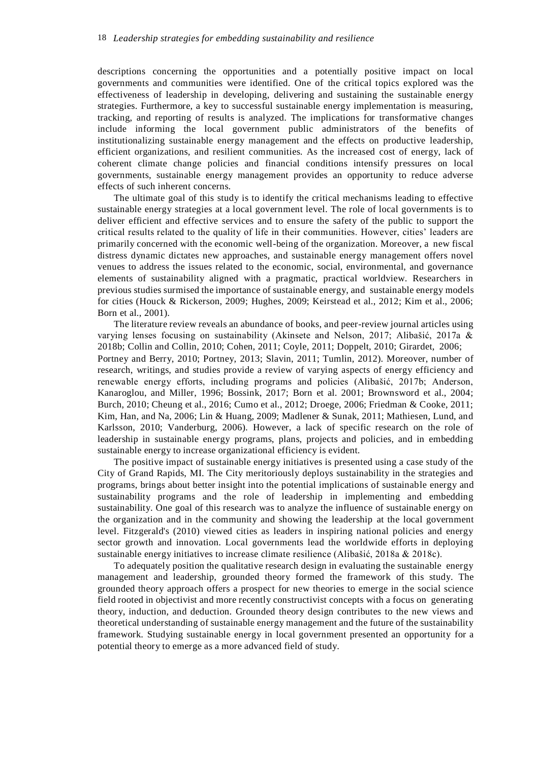descriptions concerning the opportunities and a potentially positive impact on local governments and communities were identified. One of the critical topics explored was the effectiveness of leadership in developing, delivering and sustaining the sustainable energy strategies. Furthermore, a key to successful sustainable energy implementation is measuring, tracking, and reporting of results is analyzed. The implications for transformative changes include informing the local government public administrators of the benefits of institutionalizing sustainable energy management and the effects on productive leadership, efficient organizations, and resilient communities. As the increased cost of energy, lack of coherent climate change policies and financial conditions intensify pressures on local governments, sustainable energy management provides an opportunity to reduce adverse effects of such inherent concerns.

The ultimate goal of this study is to identify the critical mechanisms leading to effective sustainable energy strategies at a local government level. The role of local governments is to deliver efficient and effective services and to ensure the safety of the public to support the critical results related to the quality of life in their communities. However, cities' leaders are primarily concerned with the economic well-being of the organization. Moreover, a new fiscal distress dynamic dictates new approaches, and sustainable energy management offers novel venues to address the issues related to the economic, social, environmental, and governance elements of sustainability aligned with a pragmatic, practical worldview. Researchers in previous studies surmised the importance of sustainable energy, and sustainable energy models for cities (Houck & Rickerson, 2009; Hughes, 2009; Keirstead et al., 2012; Kim et al., 2006; Born et al., 2001).

The literature review reveals an abundance of books, and peer-review journal articles using varying lenses focusing on sustainability (Akinsete and Nelson, 2017; Alibašić, 2017a & 2018b; Collin and Collin, 2010; Cohen, 2011; Coyle, 2011; Doppelt, 2010; Girardet, 2006; Portney and Berry, 2010; Portney, 2013; Slavin, 2011; Tumlin, 2012). Moreover, number of research, writings, and studies provide a review of varying aspects of energy efficiency and renewable energy efforts, including programs and policies (Alibašić, 2017b; Anderson, Kanaroglou, and Miller, 1996; Bossink, 2017; Born et al. 2001; Brownsword et al., 2004; Burch, 2010; Cheung et al., 2016; Cumo et al., 2012; Droege, 2006; Friedman & Cooke, 2011; Kim, Han, and Na, 2006; Lin & Huang, 2009; Madlener & Sunak, 2011; Mathiesen, Lund, and Karlsson, 2010; Vanderburg, 2006). However, a lack of specific research on the role of leadership in sustainable energy programs, plans, projects and policies, and in embedding sustainable energy to increase organizational efficiency is evident.

The positive impact of sustainable energy initiatives is presented using a case study of the City of Grand Rapids, MI. The City meritoriously deploys sustainability in the strategies and programs, brings about better insight into the potential implications of sustainable energy and sustainability programs and the role of leadership in implementing and embedding sustainability. One goal of this research was to analyze the influence of sustainable energy on the organization and in the community and showing the leadership at the local government level. Fitzgerald's (2010) viewed cities as leaders in inspiring national policies and energy sector growth and innovation. Local governments lead the worldwide efforts in deploying sustainable energy initiatives to increase climate resilience (Alibašić, 2018a & 2018c).

To adequately position the qualitative research design in evaluating the sustainable energy management and leadership, grounded theory formed the framework of this study. The grounded theory approach offers a prospect for new theories to emerge in the social science field rooted in objectivist and more recently constructivist concepts with a focus on generating theory, induction, and deduction. Grounded theory design contributes to the new views and theoretical understanding of sustainable energy management and the future of the sustainability framework. Studying sustainable energy in local government presented an opportunity for a potential theory to emerge as a more advanced field of study.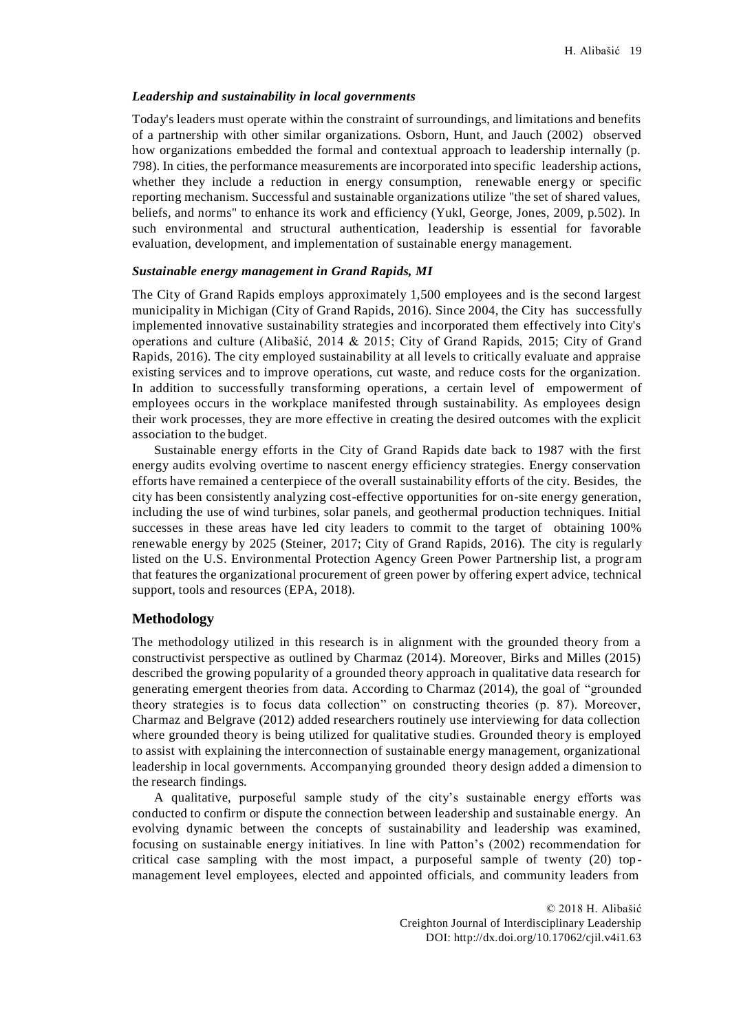### *Leadership and sustainability in local governments*

Today's leaders must operate within the constraint of surroundings, and limitations and benefits of a partnership with other similar organizations. Osborn, Hunt, and Jauch (2002) observed how organizations embedded the formal and contextual approach to leadership internally (p. 798). In cities, the performance measurements are incorporated into specific leadership actions, whether they include a reduction in energy consumption, renewable energy or specific reporting mechanism. Successful and sustainable organizations utilize "the set of shared values, beliefs, and norms" to enhance its work and efficiency (Yukl, George, Jones, 2009, p.502). In such environmental and structural authentication, leadership is essential for favorable evaluation, development, and implementation of sustainable energy management.

### *Sustainable energy management in Grand Rapids, MI*

The City of Grand Rapids employs approximately 1,500 employees and is the second largest municipality in Michigan (City of Grand Rapids, 2016). Since 2004, the City has successfully implemented innovative sustainability strategies and incorporated them effectively into City's operations and culture (Alibašić, 2014 & 2015; City of Grand Rapids, 2015; City of Grand Rapids, 2016). The city employed sustainability at all levels to critically evaluate and appraise existing services and to improve operations, cut waste, and reduce costs for the organization. In addition to successfully transforming operations, a certain level of empowerment of employees occurs in the workplace manifested through sustainability. As employees design their work processes, they are more effective in creating the desired outcomes with the explicit association to the budget.

Sustainable energy efforts in the City of Grand Rapids date back to 1987 with the first energy audits evolving overtime to nascent energy efficiency strategies. Energy conservation efforts have remained a centerpiece of the overall sustainability efforts of the city. Besides, the city has been consistently analyzing cost-effective opportunities for on-site energy generation, including the use of wind turbines, solar panels, and geothermal production techniques. Initial successes in these areas have led city leaders to commit to the target of obtaining 100% renewable energy by 2025 (Steiner, 2017; City of Grand Rapids, 2016). The city is regularly listed on the U.S. Environmental Protection Agency Green Power Partnership list, a program that features the organizational procurement of green power by offering expert advice, technical support, tools and resources (EPA, 2018).

## Methodology

The methodology utilized in this research is in alignment with the grounded theory from a constructivist perspective as outlined by Charmaz (2014). Moreover, Birks and Milles (2015) described the growing popularity of a grounded theory approach in qualitative data research for generating emergent theories from data. According to Charmaz (2014), the goal of "grounded theory strategies is to focus data collection" on constructing theories (p. 87). Moreover, Charmaz and Belgrave (2012) added researchers routinely use interviewing for data collection where grounded theory is being utilized for qualitative studies. Grounded theory is employed to assist with explaining the interconnection of sustainable energy management, organizational leadership in local governments. Accompanying grounded theory design added a dimension to the research findings.

A qualitative, purposeful sample study of the city's sustainable energy efforts was conducted to confirm or dispute the connection between leadership and sustainable energy. An evolving dynamic between the concepts of sustainability and leadership was examined, focusing on sustainable energy initiatives. In line with Patton's (2002) recommendation for critical case sampling with the most impact, a purposeful sample of twenty (20) top-management level employees, elected and appointed officials, and community leaders from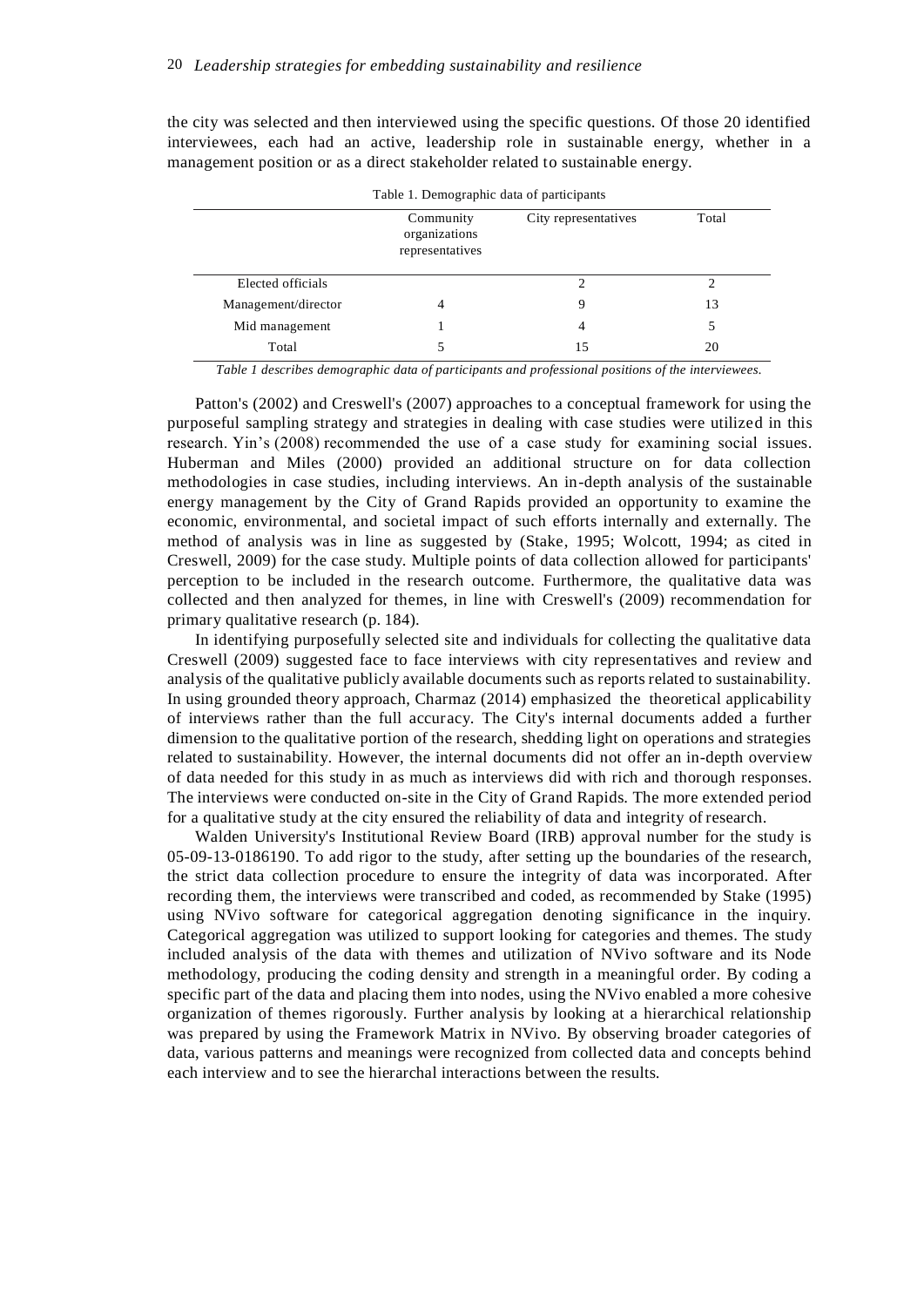the city was selected and then interviewed using the specific questions. Of those 20 identified interviewees, each had an active, leadership role in sustainable energy, whether in a management position or as a direct stakeholder related to sustainable energy.

Table 1. Demographic data of participants

| | Community organizations representatives | City representatives | Total |
|---|---|---|---|
| Elected officials | | 2 | 2 |
| Management/director | 4 | 9 | 13 |
| Mid management | 1 | 4 | 5 |
| Total | 5 | 15 | 20 |

*Table 1 describes demographic data of participants and professional positions of the interviewees.*

Patton's (2002) and Creswell's (2007) approaches to a conceptual framework for using the purposeful sampling strategy and strategies in dealing with case studies were utilized in this research. Yin's (2008) recommended the use of a case study for examining social issues. Huberman and Miles (2000) provided an additional structure on for data collection methodologies in case studies, including interviews. An in-depth analysis of the sustainable energy management by the City of Grand Rapids provided an opportunity to examine the economic, environmental, and societal impact of such efforts internally and externally. The method of analysis was in line as suggested by (Stake, 1995; Wolcott, 1994; as cited in Creswell, 2009) for the case study. Multiple points of data collection allowed for participants' perception to be included in the research outcome. Furthermore, the qualitative data was collected and then analyzed for themes, in line with Creswell's (2009) recommendation for primary qualitative research (p. 184).

In identifying purposefully selected site and individuals for collecting the qualitative data Creswell (2009) suggested face to face interviews with city representatives and review and analysis of the qualitative publicly available documents such as reports related to sustainability. In using grounded theory approach, Charmaz (2014) emphasized the theoretical applicability of interviews rather than the full accuracy. The City's internal documents added a further dimension to the qualitative portion of the research, shedding light on operations and strategies related to sustainability. However, the internal documents did not offer an in-depth overview of data needed for this study in as much as interviews did with rich and thorough responses. The interviews were conducted on-site in the City of Grand Rapids. The more extended period for a qualitative study at the city ensured the reliability of data and integrity of research.

Walden University's Institutional Review Board (IRB) approval number for the study is 05-09-13-0186190. To add rigor to the study, after setting up the boundaries of the research, the strict data collection procedure to ensure the integrity of data was incorporated. After recording them, the interviews were transcribed and coded, as recommended by Stake (1995) using NVivo software for categorical aggregation denoting significance in the inquiry. Categorical aggregation was utilized to support looking for categories and themes. The study included analysis of the data with themes and utilization of NVivo software and its Node methodology, producing the coding density and strength in a meaningful order. By coding a specific part of the data and placing them into nodes, using the NVivo enabled a more cohesive organization of themes rigorously. Further analysis by looking at a hierarchical relationship was prepared by using the Framework Matrix in NVivo. By observing broader categories of data, various patterns and meanings were recognized from collected data and concepts behind each interview and to see the hierarchal interactions between the results.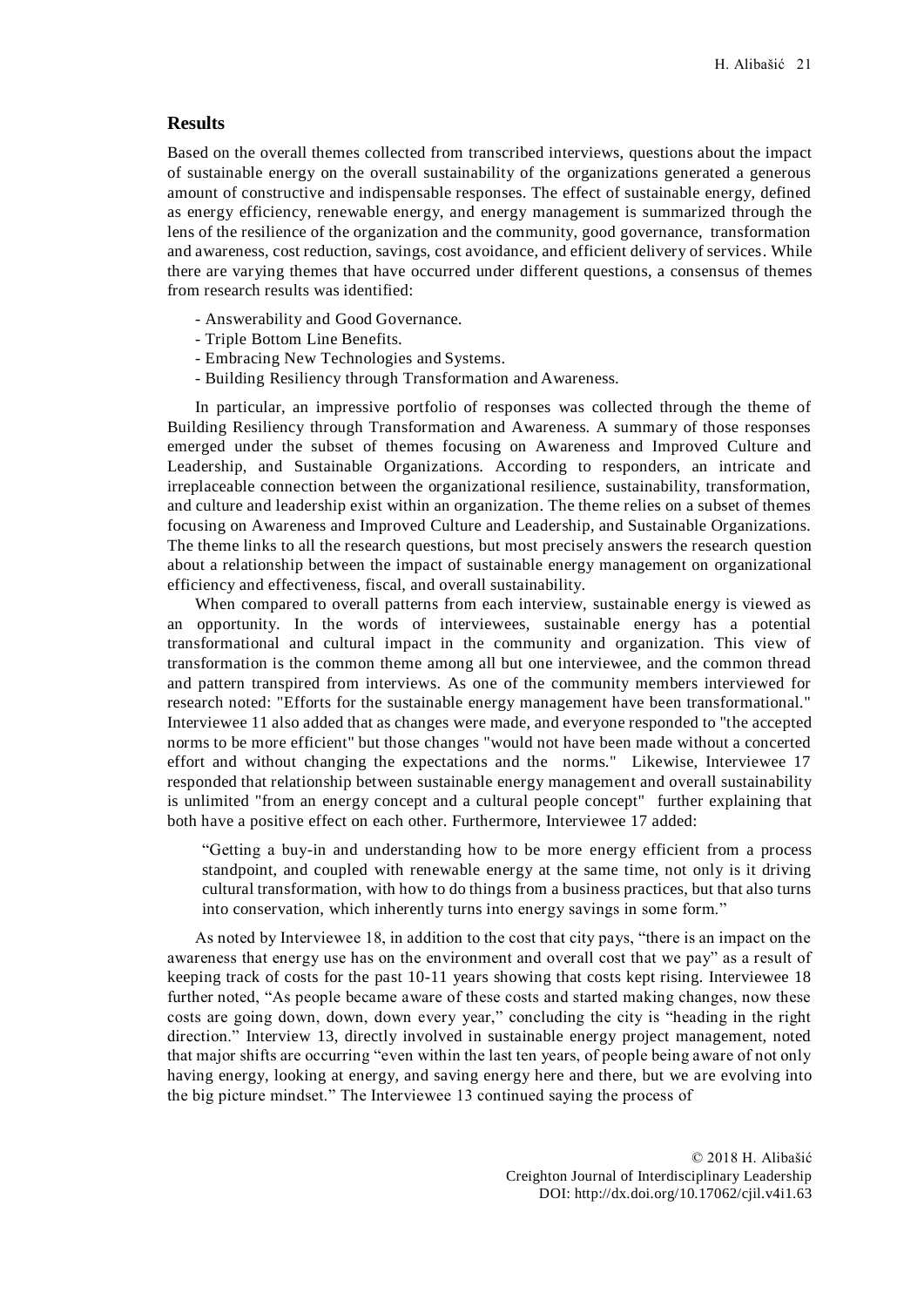## Results

Based on the overall themes collected from transcribed interviews, questions about the impact of sustainable energy on the overall sustainability of the organizations generated a generous amount of constructive and indispensable responses. The effect of sustainable energy, defined as energy efficiency, renewable energy, and energy management is summarized through the lens of the resilience of the organization and the community, good governance, transformation and awareness, cost reduction, savings, cost avoidance, and efficient delivery of services. While there are varying themes that have occurred under different questions, a consensus of themes from research results was identified:

- Answerability and Good Governance.
- Triple Bottom Line Benefits.
- Embracing New Technologies and Systems.
- Building Resiliency through Transformation and Awareness.

In particular, an impressive portfolio of responses was collected through the theme of Building Resiliency through Transformation and Awareness. A summary of those responses emerged under the subset of themes focusing on Awareness and Improved Culture and Leadership, and Sustainable Organizations. According to responders, an intricate and irreplaceable connection between the organizational resilience, sustainability, transformation, and culture and leadership exist within an organization. The theme relies on a subset of themes focusing on Awareness and Improved Culture and Leadership, and Sustainable Organizations. The theme links to all the research questions, but most precisely answers the research question about a relationship between the impact of sustainable energy management on organizational efficiency and effectiveness, fiscal, and overall sustainability.

When compared to overall patterns from each interview, sustainable energy is viewed as an opportunity. In the words of interviewees, sustainable energy has a potential transformational and cultural impact in the community and organization. This view of transformation is the common theme among all but one interviewee, and the common thread and pattern transpired from interviews. As one of the community members interviewed for research noted: "Efforts for the sustainable energy management have been transformational." Interviewee 11 also added that as changes were made, and everyone responded to "the accepted norms to be more efficient" but those changes "would not have been made without a concerted effort and without changing the expectations and the norms." Likewise, Interviewee 17 responded that relationship between sustainable energy management and overall sustainability is unlimited "from an energy concept and a cultural people concept" further explaining that both have a positive effect on each other. Furthermore, Interviewee 17 added:

> "Getting a buy-in and understanding how to be more energy efficient from a process standpoint, and coupled with renewable energy at the same time, not only is it driving cultural transformation, with how to do things from a business practices, but that also turns into conservation, which inherently turns into energy savings in some form."

As noted by Interviewee 18, in addition to the cost that city pays, "there is an impact on the awareness that energy use has on the environment and overall cost that we pay" as a result of keeping track of costs for the past 10-11 years showing that costs kept rising. Interviewee 18 further noted, "As people became aware of these costs and started making changes, now these costs are going down, down, down every year," concluding the city is "heading in the right direction." Interview 13, directly involved in sustainable energy project management, noted that major shifts are occurring "even within the last ten years, of people being aware of not only having energy, looking at energy, and saving energy here and there, but we are evolving into the big picture mindset." The Interviewee 13 continued saying the process of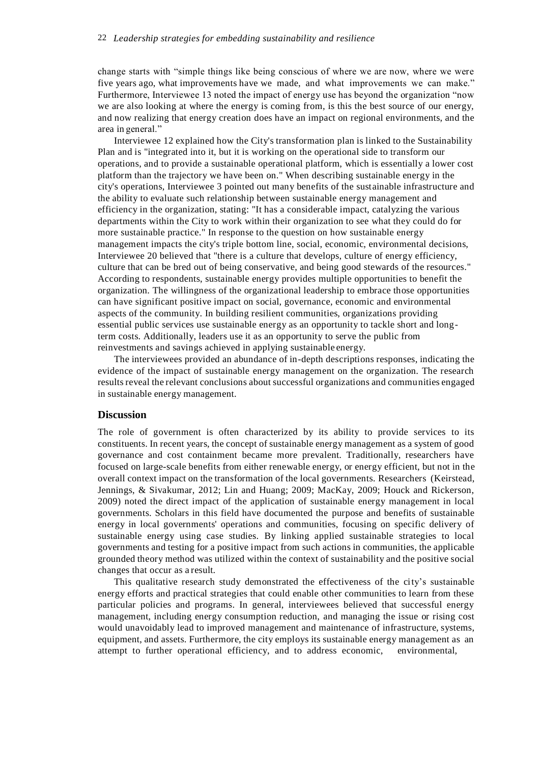change starts with "simple things like being conscious of where we are now, where we were five years ago, what improvements have we made, and what improvements we can make." Furthermore, Interviewee 13 noted the impact of energy use has beyond the organization "now we are also looking at where the energy is coming from, is this the best source of our energy, and now realizing that energy creation does have an impact on regional environments, and the area in general."

Interviewee 12 explained how the City's transformation plan is linked to the Sustainability Plan and is "integrated into it, but it is working on the operational side to transform our operations, and to provide a sustainable operational platform, which is essentially a lower cost platform than the trajectory we have been on." When describing sustainable energy in the city's operations, Interviewee 3 pointed out many benefits of the sustainable infrastructure and the ability to evaluate such relationship between sustainable energy management and efficiency in the organization, stating: "It has a considerable impact, catalyzing the various departments within the City to work within their organization to see what they could do for more sustainable practice." In response to the question on how sustainable energy management impacts the city's triple bottom line, social, economic, environmental decisions, Interviewee 20 believed that "there is a culture that develops, culture of energy efficiency, culture that can be bred out of being conservative, and being good stewards of the resources." According to respondents, sustainable energy provides multiple opportunities to benefit the organization. The willingness of the organizational leadership to embrace those opportunities can have significant positive impact on social, governance, economic and environmental aspects of the community. In building resilient communities, organizations providing essential public services use sustainable energy as an opportunity to tackle short and long-term costs. Additionally, leaders use it as an opportunity to serve the public from reinvestments and savings achieved in applying sustainable energy.

The interviewees provided an abundance of in-depth descriptions responses, indicating the evidence of the impact of sustainable energy management on the organization. The research results reveal the relevant conclusions about successful organizations and communities engaged in sustainable energy management.

## Discussion

The role of government is often characterized by its ability to provide services to its constituents. In recent years, the concept of sustainable energy management as a system of good governance and cost containment became more prevalent. Traditionally, researchers have focused on large-scale benefits from either renewable energy, or energy efficient, but not in the overall context impact on the transformation of the local governments. Researchers (Keirstead, Jennings, & Sivakumar, 2012; Lin and Huang; 2009; MacKay, 2009; Houck and Rickerson, 2009) noted the direct impact of the application of sustainable energy management in local governments. Scholars in this field have documented the purpose and benefits of sustainable energy in local governments' operations and communities, focusing on specific delivery of sustainable energy using case studies. By linking applied sustainable strategies to local governments and testing for a positive impact from such actions in communities, the applicable grounded theory method was utilized within the context of sustainability and the positive social changes that occur as a result.

This qualitative research study demonstrated the effectiveness of the city's sustainable energy efforts and practical strategies that could enable other communities to learn from these particular policies and programs. In general, interviewees believed that successful energy management, including energy consumption reduction, and managing the issue or rising cost would unavoidably lead to improved management and maintenance of infrastructure, systems, equipment, and assets. Furthermore, the city employs its sustainable energy management as an attempt to further operational efficiency, and to address economic, environmental,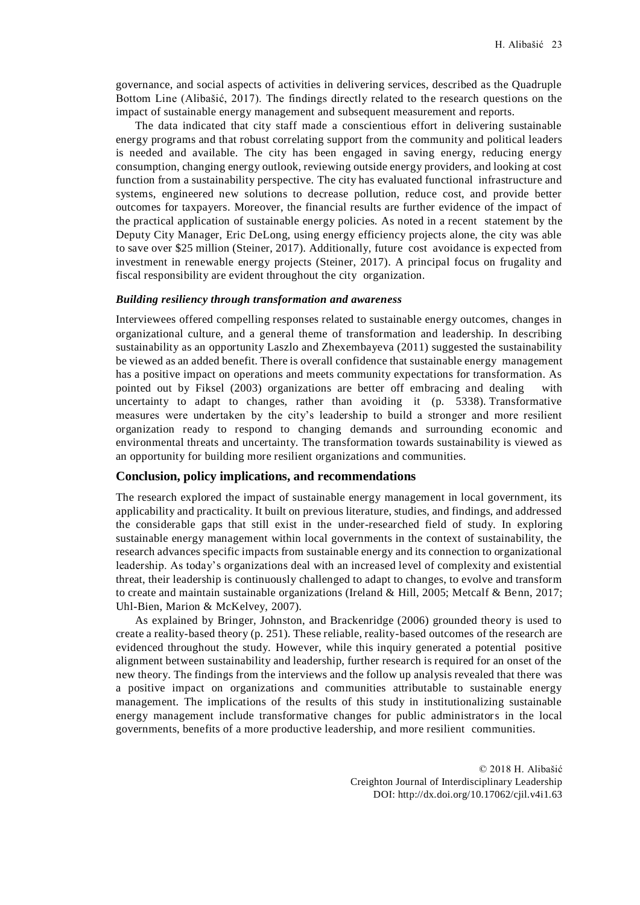governance, and social aspects of activities in delivering services, described as the Quadruple Bottom Line (Alibašić, 2017). The findings directly related to the research questions on the impact of sustainable energy management and subsequent measurement and reports.

The data indicated that city staff made a conscientious effort in delivering sustainable energy programs and that robust correlating support from the community and political leaders is needed and available. The city has been engaged in saving energy, reducing energy consumption, changing energy outlook, reviewing outside energy providers, and looking at cost function from a sustainability perspective. The city has evaluated functional infrastructure and systems, engineered new solutions to decrease pollution, reduce cost, and provide better outcomes for taxpayers. Moreover, the financial results are further evidence of the impact of the practical application of sustainable energy policies. As noted in a recent statement by the Deputy City Manager, Eric DeLong, using energy efficiency projects alone, the city was able to save over $25 million (Steiner, 2017). Additionally, future cost avoidance is expected from investment in renewable energy projects (Steiner, 2017). A principal focus on frugality and fiscal responsibility are evident throughout the city organization.

### *Building resiliency through transformation and awareness*

Interviewees offered compelling responses related to sustainable energy outcomes, changes in organizational culture, and a general theme of transformation and leadership. In describing sustainability as an opportunity Laszlo and Zhexembayeva (2011) suggested the sustainability be viewed as an added benefit. There is overall confidence that sustainable energy management has a positive impact on operations and meets community expectations for transformation. As pointed out by Fiksel (2003) organizations are better off embracing and dealing with uncertainty to adapt to changes, rather than avoiding it (p. 5338). Transformative measures were undertaken by the city's leadership to build a stronger and more resilient organization ready to respond to changing demands and surrounding economic and environmental threats and uncertainty. The transformation towards sustainability is viewed as an opportunity for building more resilient organizations and communities.

## Conclusion, policy implications, and recommendations

The research explored the impact of sustainable energy management in local government, its applicability and practicality. It built on previous literature, studies, and findings, and addressed the considerable gaps that still exist in the under-researched field of study. In exploring sustainable energy management within local governments in the context of sustainability, the research advances specific impacts from sustainable energy and its connection to organizational leadership. As today's organizations deal with an increased level of complexity and existential threat, their leadership is continuously challenged to adapt to changes, to evolve and transform to create and maintain sustainable organizations (Ireland & Hill, 2005; Metcalf & Benn, 2017; Uhl-Bien, Marion & McKelvey, 2007).

As explained by Bringer, Johnston, and Brackenridge (2006) grounded theory is used to create a reality-based theory (p. 251). These reliable, reality-based outcomes of the research are evidenced throughout the study. However, while this inquiry generated a potential positive alignment between sustainability and leadership, further research is required for an onset of the new theory. The findings from the interviews and the follow up analysis revealed that there was a positive impact on organizations and communities attributable to sustainable energy management. The implications of the results of this study in institutionalizing sustainable energy management include transformative changes for public administrators in the local governments, benefits of a more productive leadership, and more resilient communities.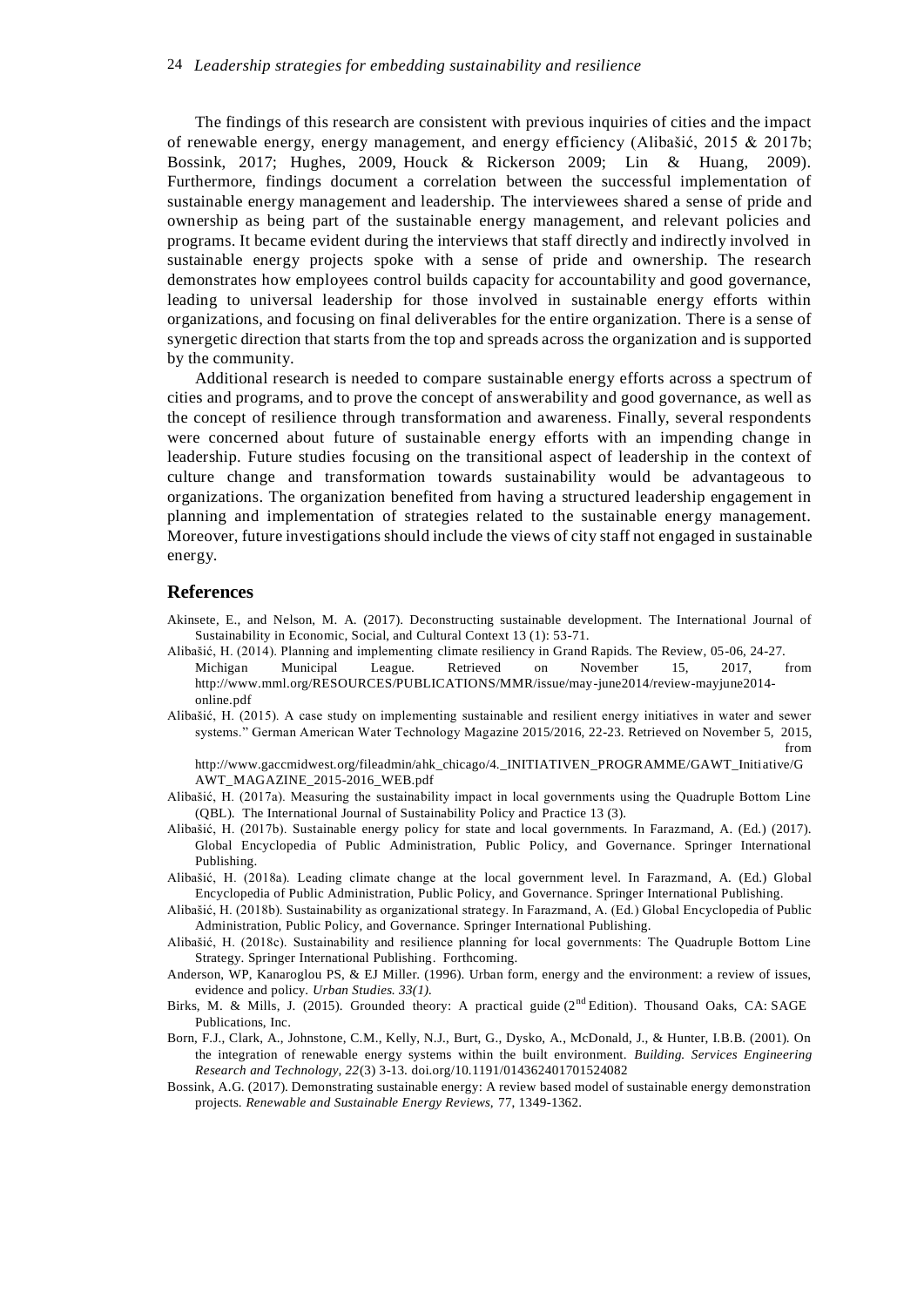The findings of this research are consistent with previous inquiries of cities and the impact of renewable energy, energy management, and energy efficiency (Alibašić, 2015 & 2017b; Bossink, 2017; Hughes, 2009, Houck & Rickerson 2009; Lin & Huang, 2009). Furthermore, findings document a correlation between the successful implementation of sustainable energy management and leadership. The interviewees shared a sense of pride and ownership as being part of the sustainable energy management, and relevant policies and programs. It became evident during the interviews that staff directly and indirectly involved in sustainable energy projects spoke with a sense of pride and ownership. The research demonstrates how employees control builds capacity for accountability and good governance, leading to universal leadership for those involved in sustainable energy efforts within organizations, and focusing on final deliverables for the entire organization. There is a sense of synergetic direction that starts from the top and spreads across the organization and is supported by the community.

Additional research is needed to compare sustainable energy efforts across a spectrum of cities and programs, and to prove the concept of answerability and good governance, as well as the concept of resilience through transformation and awareness. Finally, several respondents were concerned about future of sustainable energy efforts with an impending change in leadership. Future studies focusing on the transitional aspect of leadership in the context of culture change and transformation towards sustainability would be advantageous to organizations. The organization benefited from having a structured leadership engagement in planning and implementation of strategies related to the sustainable energy management. Moreover, future investigations should include the views of city staff not engaged in sustainable energy.

## References

Akinsete, E., and Nelson, M. A. (2017). Deconstructing sustainable development. The International Journal of Sustainability in Economic, Social, and Cultural Context 13 (1): 53-71.

Alibašić, H. (2014). Planning and implementing climate resiliency in Grand Rapids. The Review, 05-06, 24-27. Michigan Municipal League. Retrieved on November 15, 2017, from http://www.mml.org/RESOURCES/PUBLICATIONS/MMR/issue/may-june2014/review-mayjune2014-online.pdf

Alibašić, H. (2015). A case study on implementing sustainable and resilient energy initiatives in water and sewer systems." German American Water Technology Magazine 2015/2016, 22-23. Retrieved on November 5, 2015, from http://www.gaccmidwest.org/fileadmin/ahk_chicago/4._INITIATIVEN_PROGRAMME/GAWT_Initiative/GAWT_MAGAZINE_2015-2016_WEB.pdf

Alibašić, H. (2017a). Measuring the sustainability impact in local governments using the Quadruple Bottom Line (QBL). The International Journal of Sustainability Policy and Practice 13 (3).

Alibašić, H. (2017b). Sustainable energy policy for state and local governments. In Farazmand, A. (Ed.) (2017). Global Encyclopedia of Public Administration, Public Policy, and Governance. Springer International Publishing.

Alibašić, H. (2018a). Leading climate change at the local government level. In Farazmand, A. (Ed.) Global Encyclopedia of Public Administration, Public Policy, and Governance. Springer International Publishing.

Alibašić, H. (2018b). Sustainability as organizational strategy. In Farazmand, A. (Ed.) Global Encyclopedia of Public Administration, Public Policy, and Governance. Springer International Publishing.

Alibašić, H. (2018c). Sustainability and resilience planning for local governments: The Quadruple Bottom Line Strategy. Springer International Publishing. Forthcoming.

Anderson, WP, Kanaroglou PS, & EJ Miller. (1996). Urban form, energy and the environment: a review of issues, evidence and policy. *Urban Studies. 33(1).*

Birks, M. & Mills, J. (2015). Grounded theory: A practical guide (2nd Edition). Thousand Oaks, CA: SAGE Publications, Inc.

Born, F.J., Clark, A., Johnstone, C.M., Kelly, N.J., Burt, G., Dysko, A., McDonald, J., & Hunter, I.B.B. (2001). On the integration of renewable energy systems within the built environment. *Building. Services Engineering Research and Technology, 22*(3) 3-13. doi.org/10.1191/014362401701524082

Bossink, A.G. (2017). Demonstrating sustainable energy: A review based model of sustainable energy demonstration projects. *Renewable and Sustainable Energy Reviews*, 77, 1349-1362.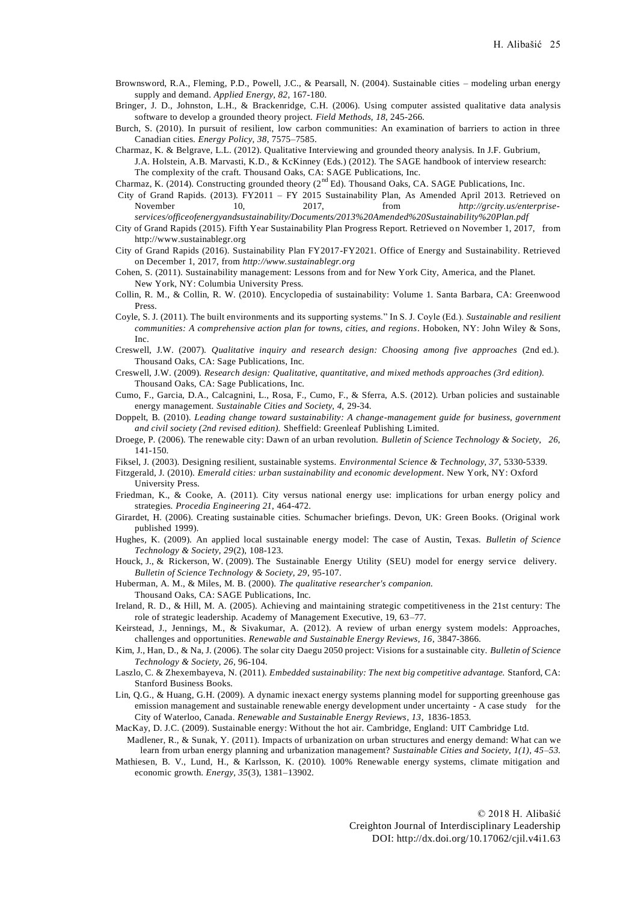Brownsword, R.A., Fleming, P.D., Powell, J.C., & Pearsall, N. (2004). Sustainable cities – modeling urban energy supply and demand. *Applied Energy, 82*, 167-180.

Bringer, J. D., Johnston, L.H., & Brackenridge, C.H. (2006). Using computer assisted qualitative data analysis software to develop a grounded theory project. *Field Methods, 18*, 245-266.

Burch, S. (2010). In pursuit of resilient, low carbon communities: An examination of barriers to action in three Canadian cities. *Energy Policy, 38*, 7575–7585.

Charmaz, K. & Belgrave, L.L. (2012). Qualitative Interviewing and grounded theory analysis. In J.F. Gubrium, J.A. Holstein, A.B. Marvasti, K.D., & KcKinney (Eds.) (2012). The SAGE handbook of interview research: The complexity of the craft. Thousand Oaks, CA: SAGE Publications, Inc.

Charmaz, K. (2014). Constructing grounded theory (2nd Ed). Thousand Oaks, CA. SAGE Publications, Inc.

City of Grand Rapids. (2013). FY2011 – FY 2015 Sustainability Plan, As Amended April 2013. Retrieved on November 10, 2017, from *http://grcity.us/enterprise-services/officeofenergyandsustainability/Documents/2013%20Amended%20Sustainability%20Plan.pdf*

City of Grand Rapids (2015). Fifth Year Sustainability Plan Progress Report. Retrieved on November 1, 2017, from http://www.sustainablegr.org

City of Grand Rapids (2016). Sustainability Plan FY2017-FY2021. Office of Energy and Sustainability. Retrieved on December 1, 2017, from *http://www.sustainablegr.org*

Cohen, S. (2011). Sustainability management: Lessons from and for New York City, America, and the Planet. New York, NY: Columbia University Press.

Collin, R. M., & Collin, R. W. (2010). Encyclopedia of sustainability: Volume 1. Santa Barbara, CA: Greenwood Press.

Coyle, S. J. (2011). The built environments and its supporting systems." In S. J. Coyle (Ed.). *Sustainable and resilient communities: A comprehensive action plan for towns, cities, and regions*. Hoboken, NY: John Wiley & Sons, Inc.

Creswell, J.W. (2007). *Qualitative inquiry and research design: Choosing among five approaches* (2nd ed.). Thousand Oaks, CA: Sage Publications, Inc.

Creswell, J.W. (2009). *Research design: Qualitative, quantitative, and mixed methods approaches (3rd edition).* Thousand Oaks, CA: Sage Publications, Inc.

Cumo, F., Garcia, D.A., Calcagnini, L., Rosa, F., Cumo, F., & Sferra, A.S. (2012). Urban policies and sustainable energy management. *Sustainable Cities and Society, 4*, 29-34.

Doppelt, B. (2010). *Leading change toward sustainability: A change-management guide for business, government and civil society (2nd revised edition).* Sheffield: Greenleaf Publishing Limited.

Droege, P. (2006). The renewable city: Dawn of an urban revolution. *Bulletin of Science Technology & Society, 26*, 141-150.

Fiksel, J. (2003). Designing resilient, sustainable systems. *Environmental Science & Technology, 37*, 5330-5339.

Fitzgerald, J. (2010). *Emerald cities: urban sustainability and economic development*. New York, NY: Oxford University Press.

Friedman, K., & Cooke, A. (2011). City versus national energy use: implications for urban energy policy and strategies. *Procedia Engineering 21*, 464-472.

Girardet, H. (2006). Creating sustainable cities. Schumacher briefings. Devon, UK: Green Books. (Original work published 1999).

Hughes, K. (2009). An applied local sustainable energy model: The case of Austin, Texas. *Bulletin of Science Technology & Society, 29*(2), 108-123.

Houck, J., & Rickerson, W. (2009). The Sustainable Energy Utility (SEU) model for energy service delivery. *Bulletin of Science Technology & Society, 29*, 95-107.

Huberman, A. M., & Miles, M. B. (2000). *The qualitative researcher's companion.* Thousand Oaks, CA: SAGE Publications, Inc.

Ireland, R. D., & Hill, M. A. (2005). Achieving and maintaining strategic competitiveness in the 21st century: The role of strategic leadership. Academy of Management Executive, 19, 63–77.

Keirstead, J., Jennings, M., & Sivakumar, A. (2012). A review of urban energy system models: Approaches, challenges and opportunities. *Renewable and Sustainable Energy Reviews, 16*, 3847-3866.

Kim, J., Han, D., & Na, J. (2006). The solar city Daegu 2050 project: Visions for a sustainable city. *Bulletin of Science Technology & Society, 26*, 96-104.

Laszlo, C. & Zhexembayeva, N. (2011). *Embedded sustainability: The next big competitive advantage.* Stanford, CA: Stanford Business Books.

Lin, Q.G., & Huang, G.H. (2009). A dynamic inexact energy systems planning model for supporting greenhouse gas emission management and sustainable renewable energy development under uncertainty - A case study for the City of Waterloo, Canada. *Renewable and Sustainable Energy Reviews, 13*, 1836-1853.

MacKay, D. J.C. (2009). Sustainable energy: Without the hot air. Cambridge, England: UIT Cambridge Ltd.

Madlener, R., & Sunak, Y. (2011). Impacts of urbanization on urban structures and energy demand: What can we learn from urban energy planning and urbanization management? *Sustainable Cities and Society, 1(1), 45–53.*

Mathiesen, B. V., Lund, H., & Karlsson, K. (2010). 100% Renewable energy systems, climate mitigation and economic growth. *Energy, 35*(3), 1381–13902.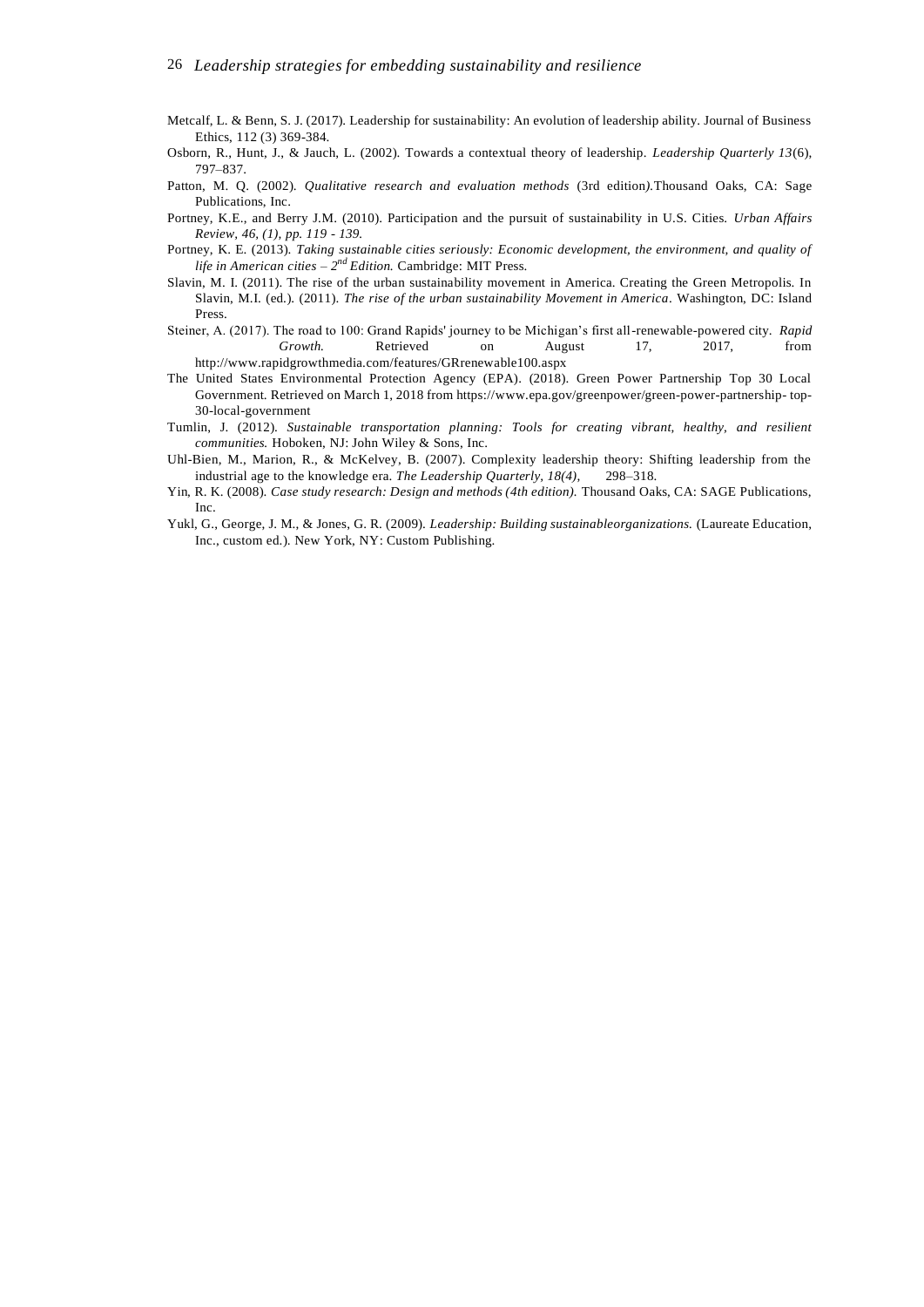Metcalf, L. & Benn, S. J. (2017). Leadership for sustainability: An evolution of leadership ability. Journal of Business Ethics, 112 (3) 369-384.

Osborn, R., Hunt, J., & Jauch, L. (2002). Towards a contextual theory of leadership. *Leadership Quarterly 13*(6), 797–837.

Patton, M. Q. (2002). *Qualitative research and evaluation methods* (3rd edition*).*Thousand Oaks, CA: Sage Publications, Inc.

Portney, K.E., and Berry J.M. (2010). Participation and the pursuit of sustainability in U.S. Cities. *Urban Affairs Review, 46, (1), pp. 119 - 139.*

Portney, K. E. (2013). *Taking sustainable cities seriously: Economic development, the environment, and quality of life in American cities – 2nd Edition.* Cambridge: MIT Press.

Slavin, M. I. (2011). The rise of the urban sustainability movement in America. Creating the Green Metropolis. In Slavin, M.I. (ed.). (2011). *The rise of the urban sustainability Movement in America*. Washington, DC: Island Press.

Steiner, A. (2017). The road to 100: Grand Rapids' journey to be Michigan's first all-renewable-powered city. *Rapid Growth.* Retrieved on August 17, 2017, from http://www.rapidgrowthmedia.com/features/GRrenewable100.aspx

The United States Environmental Protection Agency (EPA). (2018). Green Power Partnership Top 30 Local Government. Retrieved on March 1, 2018 from https://www.epa.gov/greenpower/green-power-partnership- top-30-local-government

Tumlin, J. (2012). *Sustainable transportation planning: Tools for creating vibrant, healthy, and resilient communities.* Hoboken, NJ: John Wiley & Sons, Inc.

Uhl-Bien, M., Marion, R., & McKelvey, B. (2007). Complexity leadership theory: Shifting leadership from the industrial age to the knowledge era. *The Leadership Quarterly, 18(4),* 298–318.

Yin, R. K. (2008). *Case study research: Design and methods (4th edition).* Thousand Oaks, CA: SAGE Publications, Inc.

Yukl, G., George, J. M., & Jones, G. R. (2009). *Leadership: Building sustainableorganizations.* (Laureate Education, Inc., custom ed.). New York, NY: Custom Publishing.